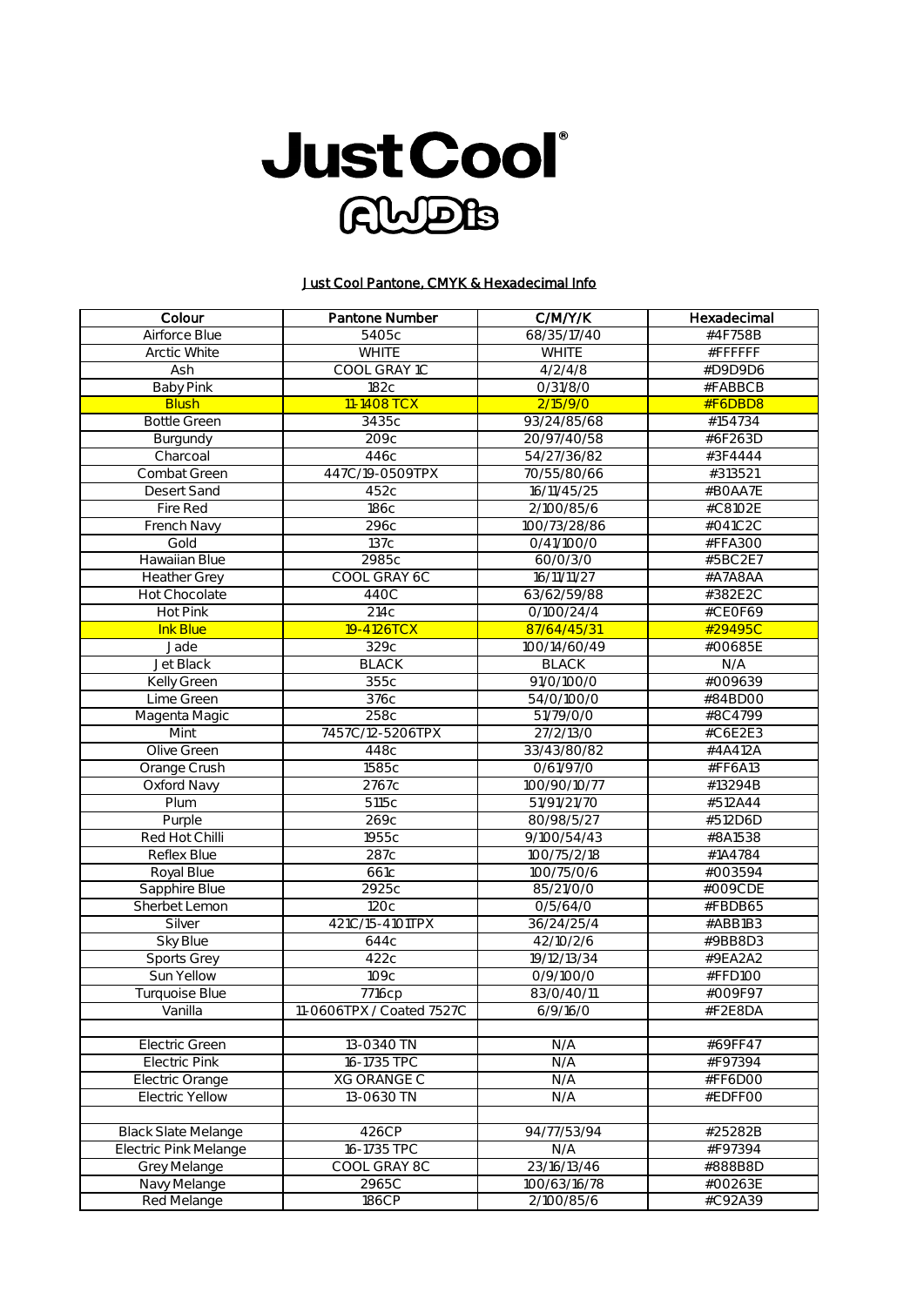# JustCool

# AWDis

**Just Cool Pantone, CMYK & Hexadecimal Info**

| Colour | Pantone Number | C/M/Y/K | Hexadecimal |
|---|---|---|---|
| Airforce Blue | 5405c | 68/35/17/40 | #4F758B |
| Arctic White | WHITE | WHITE | #FFFFFF |
| Ash | COOL GRAY 1C | 4/2/4/8 | #D9D9D6 |
| Baby Pink | 182c | 0/31/8/0 | #FABBCB |
| Blush | 11-1408 TCX | 2/15/9/0 | #F6DBD8 |
| Bottle Green | 3435c | 93/24/85/68 | #154734 |
| Burgundy | 209c | 20/97/40/58 | #6F263D |
| Charcoal | 446c | 54/27/36/82 | #3F4444 |
| Combat Green | 447C/19-0509TPX | 70/55/80/66 | #313521 |
| Desert Sand | 452c | 16/11/45/25 | #B0AA7E |
| Fire Red | 186c | 2/100/85/6 | #C8102E |
| French Navy | 296c | 100/73/28/86 | #041C2C |
| Gold | 137c | 0/41/100/0 | #FFA300 |
| Hawaiian Blue | 2985c | 60/0/3/0 | #5BC2E7 |
| Heather Grey | COOL GRAY 6C | 16/11/11/27 | #A7A8AA |
| Hot Chocolate | 440C | 63/62/59/88 | #382E2C |
| Hot Pink | 214c | 0/100/24/4 | #CE0F69 |
| Ink Blue | 19-4126TCX | 87/64/45/31 | #29495C |
| Jade | 329c | 100/14/60/49 | #00685E |
| Jet Black | BLACK | BLACK | N/A |
| Kelly Green | 355c | 91/0/100/0 | #009639 |
| Lime Green | 376c | 54/0/100/0 | #84BD00 |
| Magenta Magic | 258c | 51/79/0/0 | #8C4799 |
| Mint | 7457C/12-5206TPX | 27/2/13/0 | #C6E2E3 |
| Olive Green | 448c | 33/43/80/82 | #4A412A |
| Orange Crush | 1585c | 0/61/97/0 | #FF6A13 |
| Oxford Navy | 2767c | 100/90/10/77 | #13294B |
| Plum | 5115c | 51/91/21/70 | #512A44 |
| Purple | 269c | 80/98/5/27 | #512D6D |
| Red Hot Chilli | 1955c | 9/100/54/43 | #8A1538 |
| Reflex Blue | 287c | 100/75/2/18 | #1A4784 |
| Royal Blue | 661c | 100/75/0/6 | #003594 |
| Sapphire Blue | 2925c | 85/21/0/0 | #009CDE |
| Sherbet Lemon | 120c | 0/5/64/0 | #FBDB65 |
| Silver | 421C/15-4101TPX | 36/24/25/4 | #ABB1B3 |
| Sky Blue | 644c | 42/10/2/6 | #9BB8D3 |
| Sports Grey | 422c | 19/12/13/34 | #9EA2A2 |
| Sun Yellow | 109c | 0/9/100/0 | #FFD100 |
| Turquoise Blue | 7716cp | 83/0/40/11 | #009F97 |
| Vanilla | 11-0606TPX / Coated 7527C | 6/9/16/0 | #F2E8DA |
| | | | |
| Electric Green | 13-0340 TN | N/A | #69FF47 |
| Electric Pink | 16-1735 TPC | N/A | #F97394 |
| Electric Orange | XG ORANGE C | N/A | #FF6D00 |
| Electric Yellow | 13-0630 TN | N/A | #EDFF00 |
| | | | |
| Black Slate Melange | 426CP | 94/77/53/94 | #25282B |
| Electric Pink Melange | 16-1735 TPC | N/A | #F97394 |
| Grey Melange | COOL GRAY 8C | 23/16/13/46 | #888B8D |
| Navy Melange | 2965C | 100/63/16/78 | #00263E |
| Red Melange | 186CP | 2/100/85/6 | #C92A39 |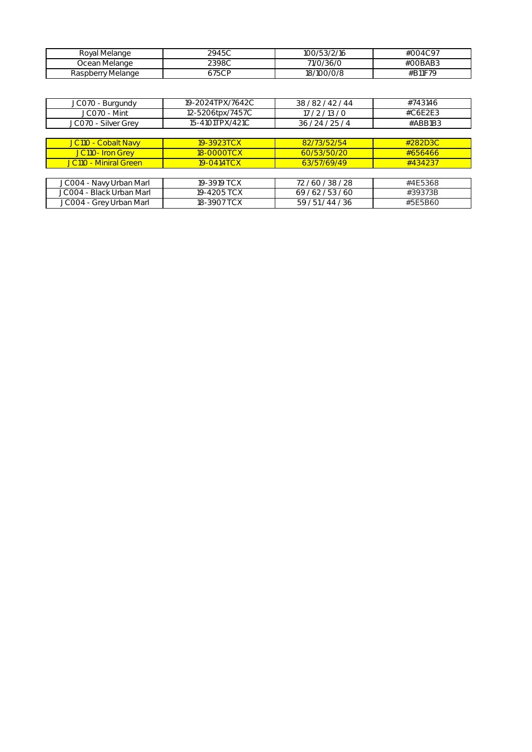| | | | |
|---|---|---|---|
| Royal Melange | 2945C | 100/53/2/16 | #004C97 |
| Ocean Melange | 2398C | 71/0/36/0 | #00BAB3 |
| Raspberry Melange | 675CP | 18/100/0/8 | #B11F79 |

| | | | |
|---|---|---|---|
| JC070 - Burgundy | 19-2024TPX/7642C | 38 / 82 / 42 / 44 | #743146 |
| JC070 - Mint | 12-5206tpx/7457C | 17 / 2 / 13 / 0 | #C6E2E3 |
| JC070 - Silver Grey | 15-4101TPX/421C | 36 / 24 / 25 / 4 | #ABB1B3 |

| | | | |
|---|---|---|---|
| JC110 - Cobalt Navy | 19-3923TCX | 82/73/52/54 | #282D3C |
| JC110- Iron Grey | 18-0000TCX | 60/53/50/20 | #656466 |
| JC110 - Miniral Green | 19-0414TCX | 63/57/69/49 | #434237 |

| | | | |
|---|---|---|---|
| JC004 - Navy Urban Marl | 19-3919 TCX | 72 / 60 / 38 / 28 | #4E5368 |
| JC004 - Black Urban Marl | 19-4205 TCX | 69 / 62 / 53 / 60 | #39373B |
| JC004 - Grey Urban Marl | 18-3907 TCX | 59 / 51 / 44 / 36 | #5E5B60 |